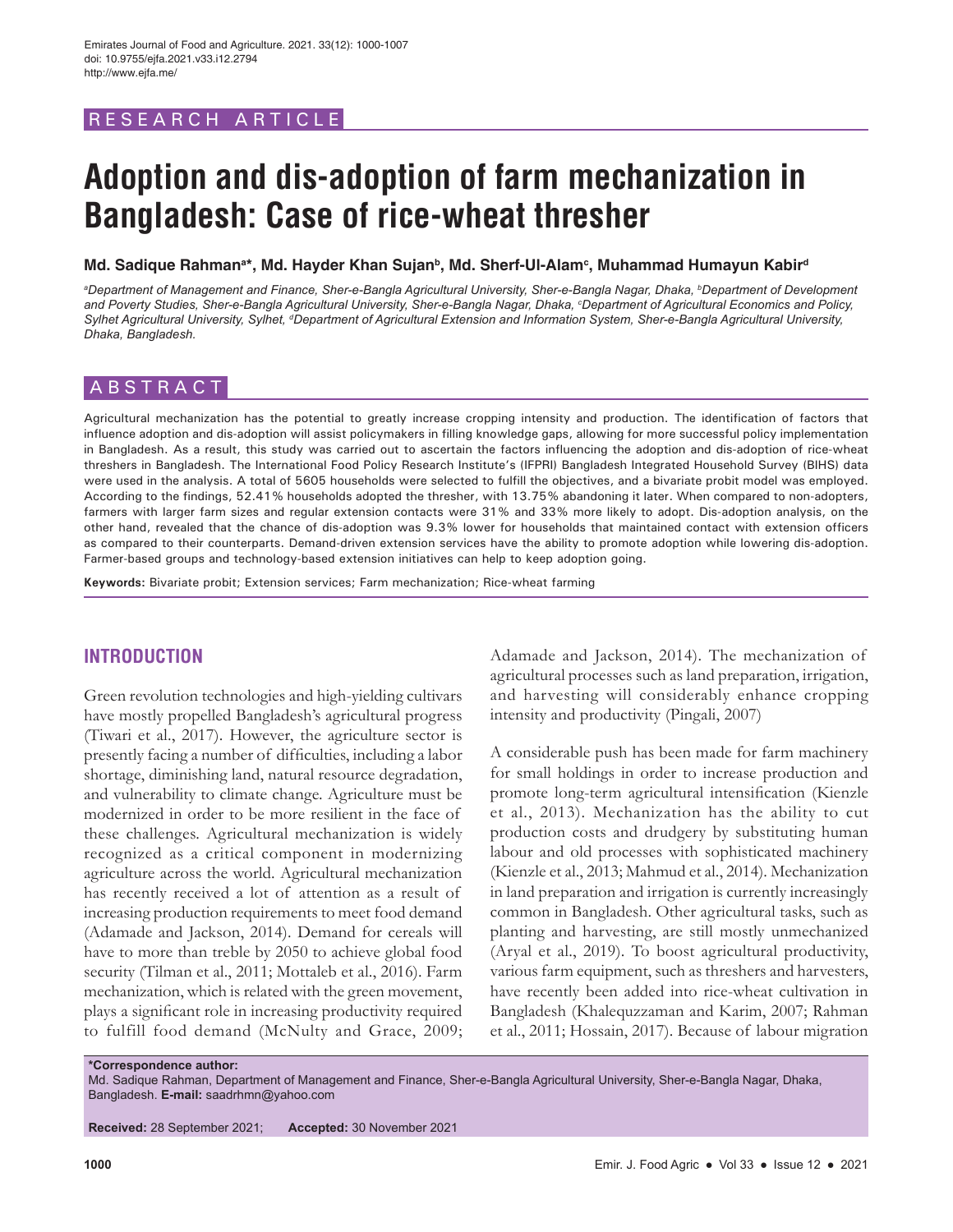RESEARCH ARTICLE

# Adoption and dis-adoption of farm mechanization in Bangladesh: Case of rice-wheat thresher

**Md. Sadique Rahman[a]*, Md. Hayder Khan Sujan[b], Md. Sherf-Ul-Alam[c], Muhammad Humayun Kabir[d]**

*[a]Department of Management and Finance, Sher-e-Bangla Agricultural University, Sher-e-Bangla Nagar, Dhaka, [b]Department of Development and Poverty Studies, Sher-e-Bangla Agricultural University, Sher-e-Bangla Nagar, Dhaka, [c]Department of Agricultural Economics and Policy, Sylhet Agricultural University, Sylhet, [d]Department of Agricultural Extension and Information System, Sher-e-Bangla Agricultural University, Dhaka, Bangladesh.*

## ABSTRACT

Agricultural mechanization has the potential to greatly increase cropping intensity and production. The identification of factors that influence adoption and dis-adoption will assist policymakers in filling knowledge gaps, allowing for more successful policy implementation in Bangladesh. As a result, this study was carried out to ascertain the factors influencing the adoption and dis-adoption of rice-wheat threshers in Bangladesh. The International Food Policy Research Institute's (IFPRI) Bangladesh Integrated Household Survey (BIHS) data were used in the analysis. A total of 5605 households were selected to fulfill the objectives, and a bivariate probit model was employed. According to the findings, 52.41% households adopted the thresher, with 13.75% abandoning it later. When compared to non-adopters, farmers with larger farm sizes and regular extension contacts were 31% and 33% more likely to adopt. Dis-adoption analysis, on the other hand, revealed that the chance of dis-adoption was 9.3% lower for households that maintained contact with extension officers as compared to their counterparts. Demand-driven extension services have the ability to promote adoption while lowering dis-adoption. Farmer-based groups and technology-based extension initiatives can help to keep adoption going.

**Keywords:** Bivariate probit; Extension services; Farm mechanization; Rice-wheat farming

## INTRODUCTION

Green revolution technologies and high-yielding cultivars have mostly propelled Bangladesh's agricultural progress (Tiwari et al., 2017). However, the agriculture sector is presently facing a number of difficulties, including a labor shortage, diminishing land, natural resource degradation, and vulnerability to climate change. Agriculture must be modernized in order to be more resilient in the face of these challenges. Agricultural mechanization is widely recognized as a critical component in modernizing agriculture across the world. Agricultural mechanization has recently received a lot of attention as a result of increasing production requirements to meet food demand (Adamade and Jackson, 2014). Demand for cereals will have to more than treble by 2050 to achieve global food security (Tilman et al., 2011; Mottaleb et al., 2016). Farm mechanization, which is related with the green movement, plays a significant role in increasing productivity required to fulfill food demand (McNulty and Grace, 2009; Adamade and Jackson, 2014). The mechanization of agricultural processes such as land preparation, irrigation, and harvesting will considerably enhance cropping intensity and productivity (Pingali, 2007)

A considerable push has been made for farm machinery for small holdings in order to increase production and promote long-term agricultural intensification (Kienzle et al., 2013). Mechanization has the ability to cut production costs and drudgery by substituting human labour and old processes with sophisticated machinery (Kienzle et al., 2013; Mahmud et al., 2014). Mechanization in land preparation and irrigation is currently increasingly common in Bangladesh. Other agricultural tasks, such as planting and harvesting, are still mostly unmechanized (Aryal et al., 2019). To boost agricultural productivity, various farm equipment, such as threshers and harvesters, have recently been added into rice-wheat cultivation in Bangladesh (Khalequzzaman and Karim, 2007; Rahman et al., 2011; Hossain, 2017). Because of labour migration

**\*Correspondence author:**
Md. Sadique Rahman, Department of Management and Finance, Sher-e-Bangla Agricultural University, Sher-e-Bangla Nagar, Dhaka, Bangladesh. **E-mail:** saadrhmn@yahoo.com

**Received:** 28 September 2021; **Accepted:** 30 November 2021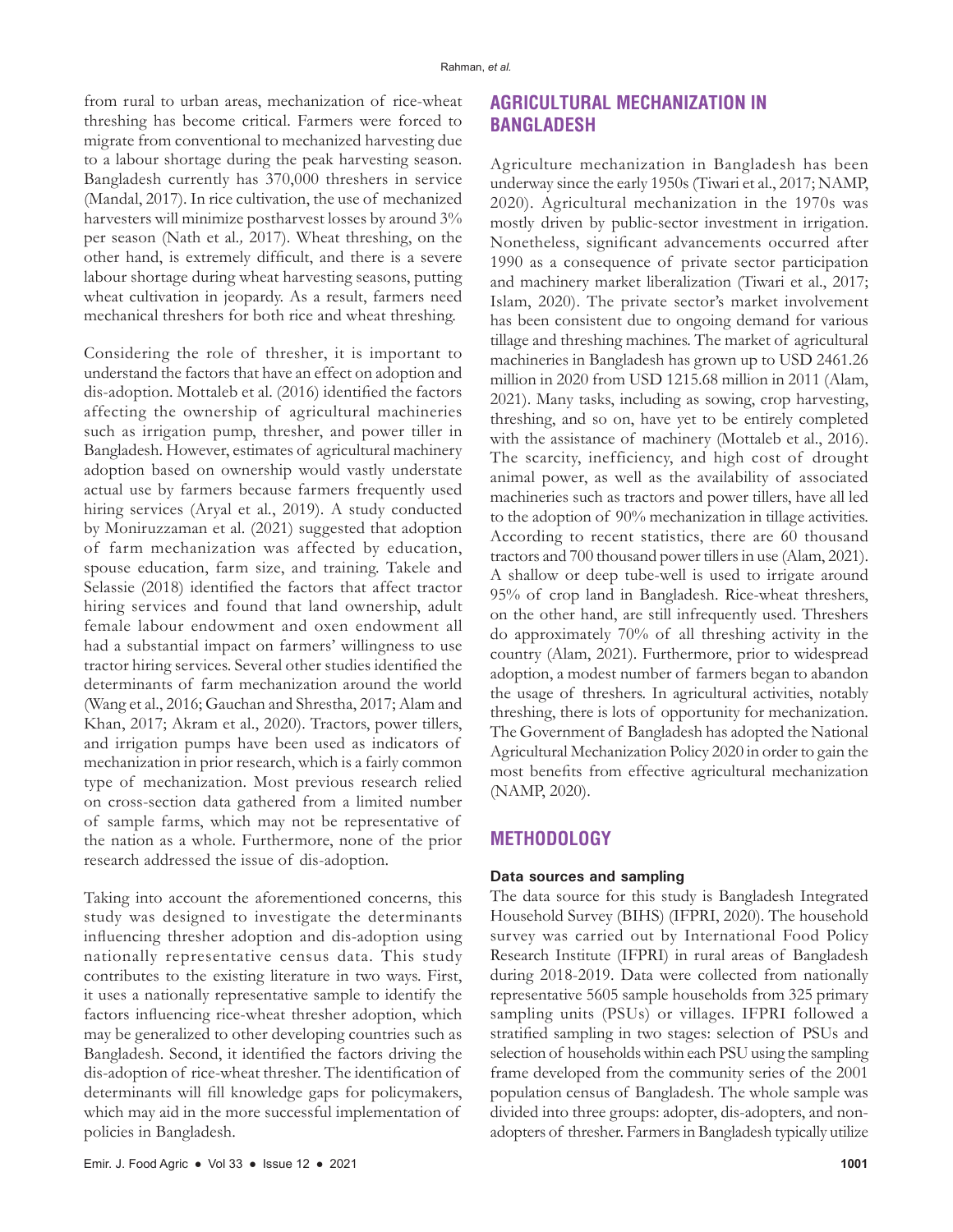from rural to urban areas, mechanization of rice-wheat threshing has become critical. Farmers were forced to migrate from conventional to mechanized harvesting due to a labour shortage during the peak harvesting season. Bangladesh currently has 370,000 threshers in service (Mandal, 2017). In rice cultivation, the use of mechanized harvesters will minimize postharvest losses by around 3% per season (Nath et al*.,* 2017). Wheat threshing, on the other hand, is extremely difficult, and there is a severe labour shortage during wheat harvesting seasons, putting wheat cultivation in jeopardy. As a result, farmers need mechanical threshers for both rice and wheat threshing.

Considering the role of thresher, it is important to understand the factors that have an effect on adoption and dis-adoption. Mottaleb et al. (2016) identified the factors affecting the ownership of agricultural machineries such as irrigation pump, thresher, and power tiller in Bangladesh. However, estimates of agricultural machinery adoption based on ownership would vastly understate actual use by farmers because farmers frequently used hiring services (Aryal et al., 2019). A study conducted by Moniruzzaman et al. (2021) suggested that adoption of farm mechanization was affected by education, spouse education, farm size, and training. Takele and Selassie (2018) identified the factors that affect tractor hiring services and found that land ownership, adult female labour endowment and oxen endowment all had a substantial impact on farmers' willingness to use tractor hiring services. Several other studies identified the determinants of farm mechanization around the world (Wang et al., 2016; Gauchan and Shrestha, 2017; Alam and Khan, 2017; Akram et al., 2020). Tractors, power tillers, and irrigation pumps have been used as indicators of mechanization in prior research, which is a fairly common type of mechanization. Most previous research relied on cross-section data gathered from a limited number of sample farms, which may not be representative of the nation as a whole. Furthermore, none of the prior research addressed the issue of dis-adoption.

Taking into account the aforementioned concerns, this study was designed to investigate the determinants influencing thresher adoption and dis-adoption using nationally representative census data. This study contributes to the existing literature in two ways. First, it uses a nationally representative sample to identify the factors influencing rice-wheat thresher adoption, which may be generalized to other developing countries such as Bangladesh. Second, it identified the factors driving the dis-adoption of rice-wheat thresher. The identification of determinants will fill knowledge gaps for policymakers, which may aid in the more successful implementation of policies in Bangladesh.

## AGRICULTURAL MECHANIZATION IN BANGLADESH

Agriculture mechanization in Bangladesh has been underway since the early 1950s (Tiwari et al., 2017; NAMP, 2020). Agricultural mechanization in the 1970s was mostly driven by public-sector investment in irrigation. Nonetheless, significant advancements occurred after 1990 as a consequence of private sector participation and machinery market liberalization (Tiwari et al., 2017; Islam, 2020). The private sector's market involvement has been consistent due to ongoing demand for various tillage and threshing machines. The market of agricultural machineries in Bangladesh has grown up to USD 2461.26 million in 2020 from USD 1215.68 million in 2011 (Alam, 2021). Many tasks, including as sowing, crop harvesting, threshing, and so on, have yet to be entirely completed with the assistance of machinery (Mottaleb et al., 2016). The scarcity, inefficiency, and high cost of drought animal power, as well as the availability of associated machineries such as tractors and power tillers, have all led to the adoption of 90% mechanization in tillage activities. According to recent statistics, there are 60 thousand tractors and 700 thousand power tillers in use (Alam, 2021). A shallow or deep tube-well is used to irrigate around 95% of crop land in Bangladesh. Rice-wheat threshers, on the other hand, are still infrequently used. Threshers do approximately 70% of all threshing activity in the country (Alam, 2021). Furthermore, prior to widespread adoption, a modest number of farmers began to abandon the usage of threshers. In agricultural activities, notably threshing, there is lots of opportunity for mechanization. The Government of Bangladesh has adopted the National Agricultural Mechanization Policy 2020 in order to gain the most benefits from effective agricultural mechanization (NAMP, 2020).

## METHODOLOGY

### Data sources and sampling

The data source for this study is Bangladesh Integrated Household Survey (BIHS) (IFPRI, 2020). The household survey was carried out by International Food Policy Research Institute (IFPRI) in rural areas of Bangladesh during 2018-2019. Data were collected from nationally representative 5605 sample households from 325 primary sampling units (PSUs) or villages. IFPRI followed a stratified sampling in two stages: selection of PSUs and selection of households within each PSU using the sampling frame developed from the community series of the 2001 population census of Bangladesh. The whole sample was divided into three groups: adopter, dis-adopters, and non-adopters of thresher. Farmers in Bangladesh typically utilize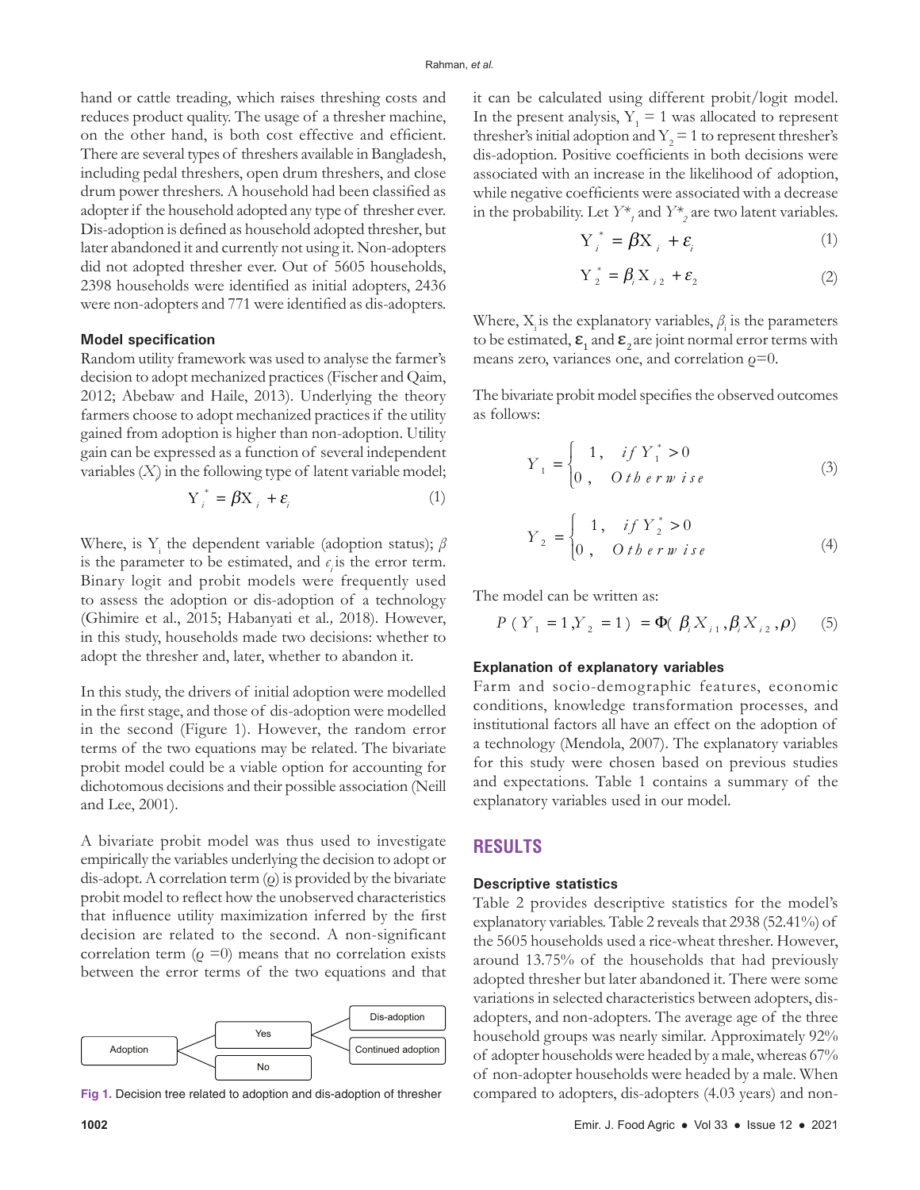hand or cattle treading, which raises threshing costs and reduces product quality. The usage of a thresher machine, on the other hand, is both cost effective and efficient. There are several types of threshers available in Bangladesh, including pedal threshers, open drum threshers, and close drum power threshers. A household had been classified as adopter if the household adopted any type of thresher ever. Dis-adoption is defined as household adopted thresher, but later abandoned it and currently not using it. Non-adopters did not adopted thresher ever. Out of 5605 households, 2398 households were identified as initial adopters, 2436 were non-adopters and 771 were identified as dis-adopters.

### Model specification

Random utility framework was used to analyse the farmer's decision to adopt mechanized practices (Fischer and Qaim, 2012; Abebaw and Haile, 2013). Underlying the theory farmers choose to adopt mechanized practices if the utility gained from adoption is higher than non-adoption. Utility gain can be expressed as a function of several independent variables ($X$) in the following type of latent variable model;

$$Y_i^* = \beta X_i + \varepsilon_i \tag{1}$$

Where, is $Y_i$ the dependent variable (adoption status); $\beta$ is the parameter to be estimated, and $\epsilon_i$ is the error term. Binary logit and probit models were frequently used to assess the adoption or dis-adoption of a technology (Ghimire et al., 2015; Habanyati et al*.,* 2018). However, in this study, households made two decisions: whether to adopt the thresher and, later, whether to abandon it.

In this study, the drivers of initial adoption were modelled in the first stage, and those of dis-adoption were modelled in the second (Figure 1). However, the random error terms of the two equations may be related. The bivariate probit model could be a viable option for accounting for dichotomous decisions and their possible association (Neill and Lee, 2001).

A bivariate probit model was thus used to investigate empirically the variables underlying the decision to adopt or dis-adopt. A correlation term ($\varrho$) is provided by the bivariate probit model to reflect how the unobserved characteristics that influence utility maximization inferred by the first decision are related to the second. A non-significant correlation term ($\varrho$ =0) means that no correlation exists between the error terms of the two equations and that

Adoption → Yes → Dis-adoption / Continued adoption; Adoption → No

**Fig 1.** Decision tree related to adoption and dis-adoption of thresher

it can be calculated using different probit/logit model. In the present analysis, $Y_1 = 1$ was allocated to represent thresher's initial adoption and $Y_2 = 1$ to represent thresher's dis-adoption. Positive coefficients in both decisions were associated with an increase in the likelihood of adoption, while negative coefficients were associated with a decrease in the probability. Let $Y^*_1$ and $Y^*_2$ are two latent variables.

$$Y_1^* = \beta X_i + \varepsilon_i \tag{1}$$

$$Y_2^* = \beta_i X_{i2} + \varepsilon_2 \tag{2}$$

Where, $X_i$ is the explanatory variables, $\beta_i$ is the parameters to be estimated, $\boldsymbol{\varepsilon}_1$ and $\boldsymbol{\varepsilon}_2$ are joint normal error terms with means zero, variances one, and correlation $\varrho$=0.

The bivariate probit model specifies the observed outcomes as follows:

$$Y_1 = \begin{cases} 1, & if\ Y_1^* > 0 \\ 0, & Otherwise \end{cases} \tag{3}$$

$$Y_2 = \begin{cases} 1, & if\ Y_2^* > 0 \\ 0, & Otherwise \end{cases} \tag{4}$$

The model can be written as:

$$P(Y_1 = 1, Y_2 = 1) = \Phi(\beta_i X_{i1}, \beta_i X_{i2}, \rho) \tag{5}$$

### Explanation of explanatory variables

Farm and socio-demographic features, economic conditions, knowledge transformation processes, and institutional factors all have an effect on the adoption of a technology (Mendola, 2007). The explanatory variables for this study were chosen based on previous studies and expectations. Table 1 contains a summary of the explanatory variables used in our model.

## RESULTS

### Descriptive statistics

Table 2 provides descriptive statistics for the model's explanatory variables. Table 2 reveals that 2938 (52.41%) of the 5605 households used a rice-wheat thresher. However, around 13.75% of the households that had previously adopted thresher but later abandoned it. There were some variations in selected characteristics between adopters, dis-adopters, and non-adopters. The average age of the three household groups was nearly similar. Approximately 92% of adopter households were headed by a male, whereas 67% of non-adopter households were headed by a male. When compared to adopters, dis-adopters (4.03 years) and non-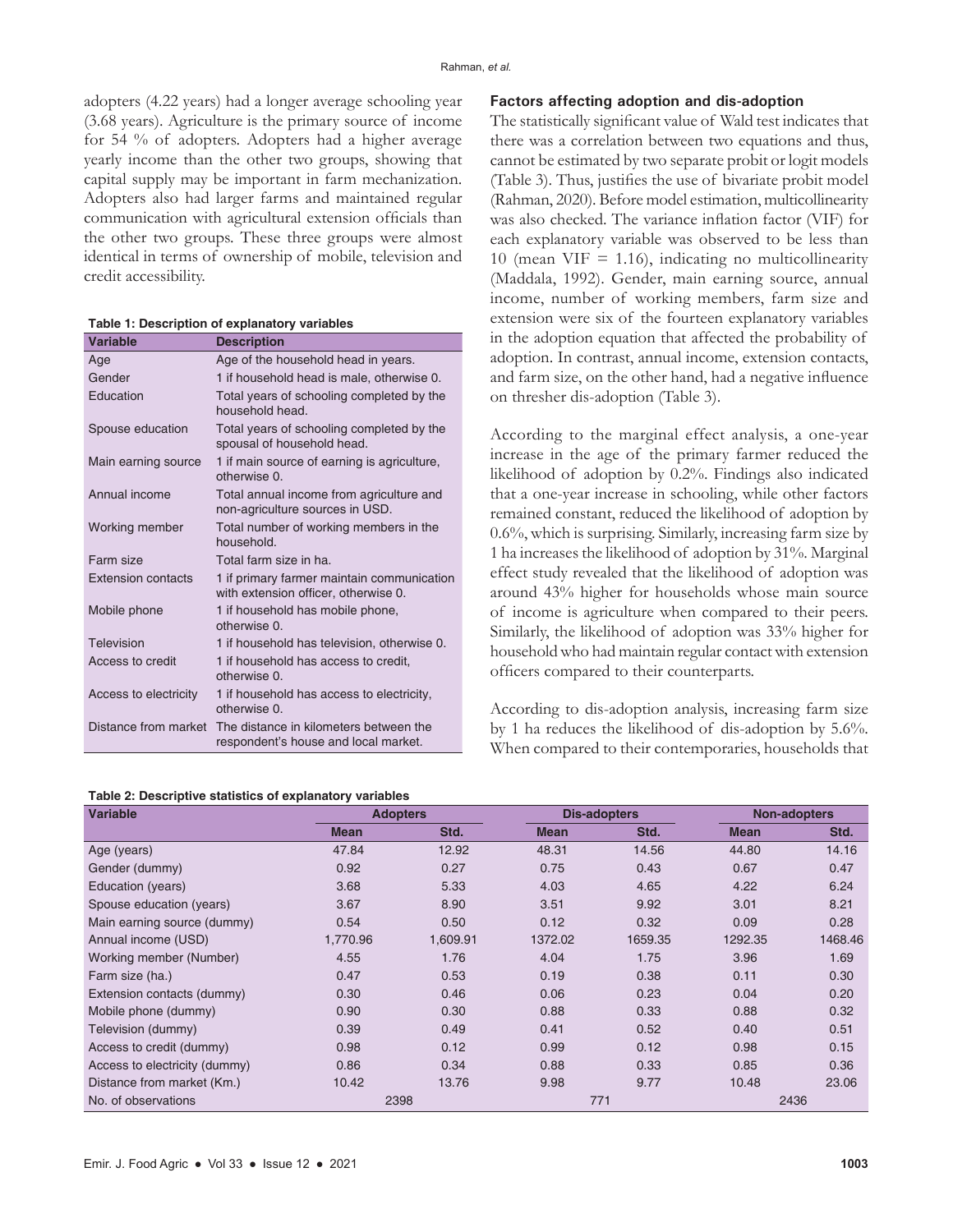adopters (4.22 years) had a longer average schooling year (3.68 years). Agriculture is the primary source of income for 54 % of adopters. Adopters had a higher average yearly income than the other two groups, showing that capital supply may be important in farm mechanization. Adopters also had larger farms and maintained regular communication with agricultural extension officials than the other two groups. These three groups were almost identical in terms of ownership of mobile, television and credit accessibility.

**Table 1: Description of explanatory variables**

| Variable | Description |
|---|---|
| Age | Age of the household head in years. |
| Gender | 1 if household head is male, otherwise 0. |
| Education | Total years of schooling completed by the household head. |
| Spouse education | Total years of schooling completed by the spousal of household head. |
| Main earning source | 1 if main source of earning is agriculture, otherwise 0. |
| Annual income | Total annual income from agriculture and non-agriculture sources in USD. |
| Working member | Total number of working members in the household. |
| Farm size | Total farm size in ha. |
| Extension contacts | 1 if primary farmer maintain communication with extension officer, otherwise 0. |
| Mobile phone | 1 if household has mobile phone, otherwise 0. |
| Television | 1 if household has television, otherwise 0. |
| Access to credit | 1 if household has access to credit, otherwise 0. |
| Access to electricity | 1 if household has access to electricity, otherwise 0. |
| Distance from market | The distance in kilometers between the respondent's house and local market. |

### Factors affecting adoption and dis-adoption

The statistically significant value of Wald test indicates that there was a correlation between two equations and thus, cannot be estimated by two separate probit or logit models (Table 3). Thus, justifies the use of bivariate probit model (Rahman, 2020). Before model estimation, multicollinearity was also checked. The variance inflation factor (VIF) for each explanatory variable was observed to be less than 10 (mean VIF = 1.16), indicating no multicollinearity (Maddala, 1992). Gender, main earning source, annual income, number of working members, farm size and extension were six of the fourteen explanatory variables in the adoption equation that affected the probability of adoption. In contrast, annual income, extension contacts, and farm size, on the other hand, had a negative influence on thresher dis-adoption (Table 3).

According to the marginal effect analysis, a one-year increase in the age of the primary farmer reduced the likelihood of adoption by 0.2%. Findings also indicated that a one-year increase in schooling, while other factors remained constant, reduced the likelihood of adoption by 0.6%, which is surprising. Similarly, increasing farm size by 1 ha increases the likelihood of adoption by 31%. Marginal effect study revealed that the likelihood of adoption was around 43% higher for households whose main source of income is agriculture when compared to their peers. Similarly, the likelihood of adoption was 33% higher for household who had maintain regular contact with extension officers compared to their counterparts.

According to dis-adoption analysis, increasing farm size by 1 ha reduces the likelihood of dis-adoption by 5.6%. When compared to their contemporaries, households that

**Table 2: Descriptive statistics of explanatory variables**

| Variable | Adopters | | Dis-adopters | | Non-adopters | |
|---|---|---|---|---|---|---|
| | Mean | Std. | Mean | Std. | Mean | Std. |
| Age (years) | 47.84 | 12.92 | 48.31 | 14.56 | 44.80 | 14.16 |
| Gender (dummy) | 0.92 | 0.27 | 0.75 | 0.43 | 0.67 | 0.47 |
| Education (years) | 3.68 | 5.33 | 4.03 | 4.65 | 4.22 | 6.24 |
| Spouse education (years) | 3.67 | 8.90 | 3.51 | 9.92 | 3.01 | 8.21 |
| Main earning source (dummy) | 0.54 | 0.50 | 0.12 | 0.32 | 0.09 | 0.28 |
| Annual income (USD) | 1,770.96 | 1,609.91 | 1372.02 | 1659.35 | 1292.35 | 1468.46 |
| Working member (Number) | 4.55 | 1.76 | 4.04 | 1.75 | 3.96 | 1.69 |
| Farm size (ha.) | 0.47 | 0.53 | 0.19 | 0.38 | 0.11 | 0.30 |
| Extension contacts (dummy) | 0.30 | 0.46 | 0.06 | 0.23 | 0.04 | 0.20 |
| Mobile phone (dummy) | 0.90 | 0.30 | 0.88 | 0.33 | 0.88 | 0.32 |
| Television (dummy) | 0.39 | 0.49 | 0.41 | 0.52 | 0.40 | 0.51 |
| Access to credit (dummy) | 0.98 | 0.12 | 0.99 | 0.12 | 0.98 | 0.15 |
| Access to electricity (dummy) | 0.86 | 0.34 | 0.88 | 0.33 | 0.85 | 0.36 |
| Distance from market (Km.) | 10.42 | 13.76 | 9.98 | 9.77 | 10.48 | 23.06 |
| No. of observations | 2398 | | 771 | | 2436 | |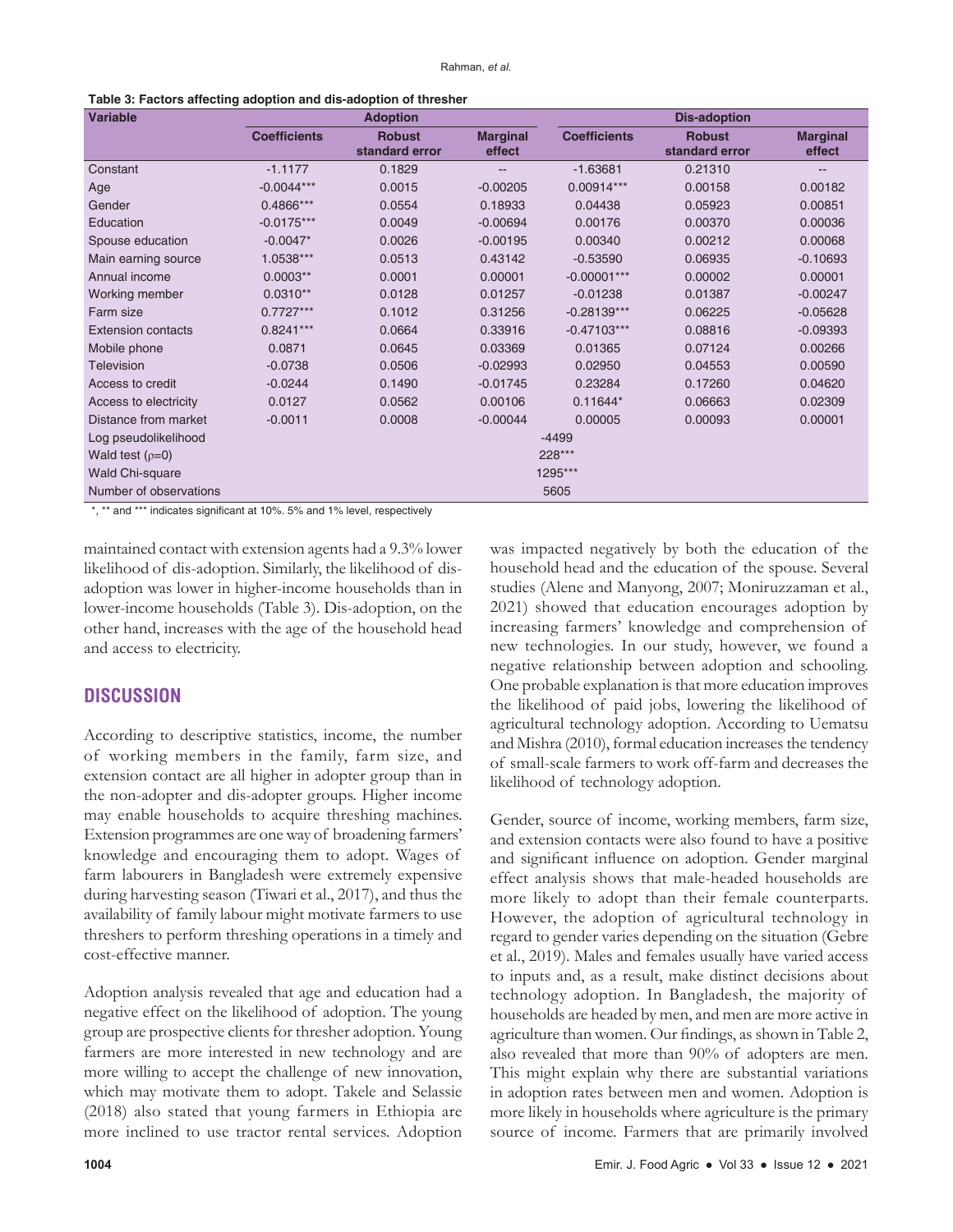**Table 3: Factors affecting adoption and dis-adoption of thresher**

| Variable | Adoption | | | Dis-adoption | | |
|---|---|---|---|---|---|---|
| | Coefficients | Robust standard error | Marginal effect | Coefficients | Robust standard error | Marginal effect |
| Constant | -1.1177 | 0.1829 | -- | -1.63681 | 0.21310 | -- |
| Age | -0.0044*** | 0.0015 | -0.00205 | 0.00914*** | 0.00158 | 0.00182 |
| Gender | 0.4866*** | 0.0554 | 0.18933 | 0.04438 | 0.05923 | 0.00851 |
| Education | -0.0175*** | 0.0049 | -0.00694 | 0.00176 | 0.00370 | 0.00036 |
| Spouse education | -0.0047* | 0.0026 | -0.00195 | 0.00340 | 0.00212 | 0.00068 |
| Main earning source | 1.0538*** | 0.0513 | 0.43142 | -0.53590 | 0.06935 | -0.10693 |
| Annual income | 0.0003** | 0.0001 | 0.00001 | -0.00001*** | 0.00002 | 0.00001 |
| Working member | 0.0310** | 0.0128 | 0.01257 | -0.01238 | 0.01387 | -0.00247 |
| Farm size | 0.7727*** | 0.1012 | 0.31256 | -0.28139*** | 0.06225 | -0.05628 |
| Extension contacts | 0.8241*** | 0.0664 | 0.33916 | -0.47103*** | 0.08816 | -0.09393 |
| Mobile phone | 0.0871 | 0.0645 | 0.03369 | 0.01365 | 0.07124 | 0.00266 |
| Television | -0.0738 | 0.0506 | -0.02993 | 0.02950 | 0.04553 | 0.00590 |
| Access to credit | -0.0244 | 0.1490 | -0.01745 | 0.23284 | 0.17260 | 0.04620 |
| Access to electricity | 0.0127 | 0.0562 | 0.00106 | 0.11644* | 0.06663 | 0.02309 |
| Distance from market | -0.0011 | 0.0008 | -0.00044 | 0.00005 | 0.00093 | 0.00001 |
| Log pseudolikelihood | -4499 | | | | | |
| Wald test (ρ=0) | 228*** | | | | | |
| Wald Chi-square | 1295*** | | | | | |
| Number of observations | 5605 | | | | | |

*, ** and *** indicates significant at 10%. 5% and 1% level, respectively

maintained contact with extension agents had a 9.3% lower likelihood of dis-adoption. Similarly, the likelihood of dis-adoption was lower in higher-income households than in lower-income households (Table 3). Dis-adoption, on the other hand, increases with the age of the household head and access to electricity.

## DISCUSSION

According to descriptive statistics, income, the number of working members in the family, farm size, and extension contact are all higher in adopter group than in the non-adopter and dis-adopter groups. Higher income may enable households to acquire threshing machines. Extension programmes are one way of broadening farmers' knowledge and encouraging them to adopt. Wages of farm labourers in Bangladesh were extremely expensive during harvesting season (Tiwari et al., 2017), and thus the availability of family labour might motivate farmers to use threshers to perform threshing operations in a timely and cost-effective manner.

Adoption analysis revealed that age and education had a negative effect on the likelihood of adoption. The young group are prospective clients for thresher adoption. Young farmers are more interested in new technology and are more willing to accept the challenge of new innovation, which may motivate them to adopt. Takele and Selassie (2018) also stated that young farmers in Ethiopia are more inclined to use tractor rental services. Adoption was impacted negatively by both the education of the household head and the education of the spouse. Several studies (Alene and Manyong, 2007; Moniruzzaman et al., 2021) showed that education encourages adoption by increasing farmers' knowledge and comprehension of new technologies. In our study, however, we found a negative relationship between adoption and schooling. One probable explanation is that more education improves the likelihood of paid jobs, lowering the likelihood of agricultural technology adoption. According to Uematsu and Mishra (2010), formal education increases the tendency of small-scale farmers to work off-farm and decreases the likelihood of technology adoption.

Gender, source of income, working members, farm size, and extension contacts were also found to have a positive and significant influence on adoption. Gender marginal effect analysis shows that male-headed households are more likely to adopt than their female counterparts. However, the adoption of agricultural technology in regard to gender varies depending on the situation (Gebre et al., 2019). Males and females usually have varied access to inputs and, as a result, make distinct decisions about technology adoption. In Bangladesh, the majority of households are headed by men, and men are more active in agriculture than women. Our findings, as shown in Table 2, also revealed that more than 90% of adopters are men. This might explain why there are substantial variations in adoption rates between men and women. Adoption is more likely in households where agriculture is the primary source of income. Farmers that are primarily involved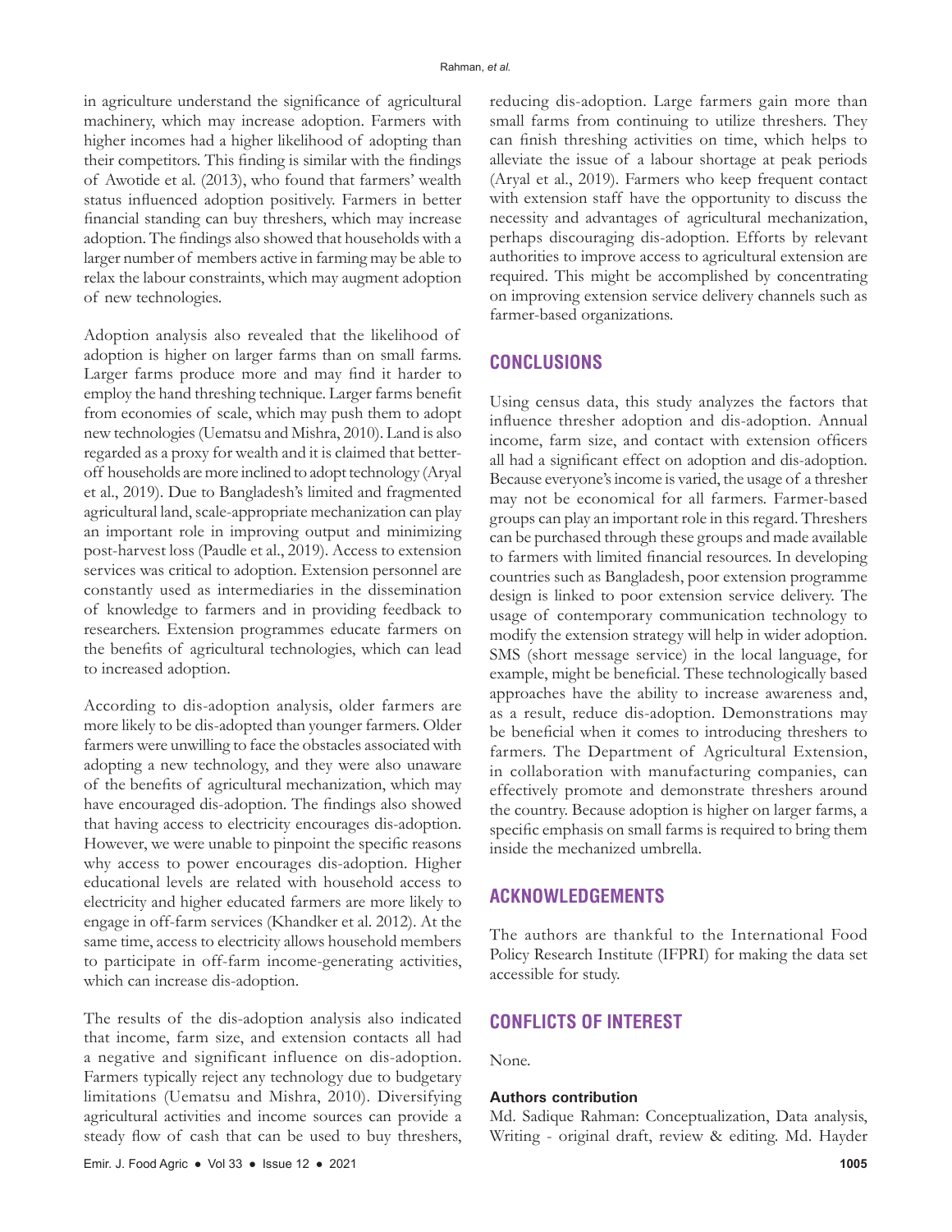in agriculture understand the significance of agricultural machinery, which may increase adoption. Farmers with higher incomes had a higher likelihood of adopting than their competitors. This finding is similar with the findings of Awotide et al. (2013), who found that farmers' wealth status influenced adoption positively. Farmers in better financial standing can buy threshers, which may increase adoption. The findings also showed that households with a larger number of members active in farming may be able to relax the labour constraints, which may augment adoption of new technologies.

Adoption analysis also revealed that the likelihood of adoption is higher on larger farms than on small farms. Larger farms produce more and may find it harder to employ the hand threshing technique. Larger farms benefit from economies of scale, which may push them to adopt new technologies (Uematsu and Mishra, 2010). Land is also regarded as a proxy for wealth and it is claimed that better-off households are more inclined to adopt technology (Aryal et al., 2019). Due to Bangladesh's limited and fragmented agricultural land, scale-appropriate mechanization can play an important role in improving output and minimizing post-harvest loss (Paudle et al., 2019). Access to extension services was critical to adoption. Extension personnel are constantly used as intermediaries in the dissemination of knowledge to farmers and in providing feedback to researchers. Extension programmes educate farmers on the benefits of agricultural technologies, which can lead to increased adoption.

According to dis-adoption analysis, older farmers are more likely to be dis-adopted than younger farmers. Older farmers were unwilling to face the obstacles associated with adopting a new technology, and they were also unaware of the benefits of agricultural mechanization, which may have encouraged dis-adoption. The findings also showed that having access to electricity encourages dis-adoption. However, we were unable to pinpoint the specific reasons why access to power encourages dis-adoption. Higher educational levels are related with household access to electricity and higher educated farmers are more likely to engage in off-farm services (Khandker et al. 2012). At the same time, access to electricity allows household members to participate in off-farm income-generating activities, which can increase dis-adoption.

The results of the dis-adoption analysis also indicated that income, farm size, and extension contacts all had a negative and significant influence on dis-adoption. Farmers typically reject any technology due to budgetary limitations (Uematsu and Mishra, 2010). Diversifying agricultural activities and income sources can provide a steady flow of cash that can be used to buy threshers, reducing dis-adoption. Large farmers gain more than small farms from continuing to utilize threshers. They can finish threshing activities on time, which helps to alleviate the issue of a labour shortage at peak periods (Aryal et al., 2019). Farmers who keep frequent contact with extension staff have the opportunity to discuss the necessity and advantages of agricultural mechanization, perhaps discouraging dis-adoption. Efforts by relevant authorities to improve access to agricultural extension are required. This might be accomplished by concentrating on improving extension service delivery channels such as farmer-based organizations.

## CONCLUSIONS

Using census data, this study analyzes the factors that influence thresher adoption and dis-adoption. Annual income, farm size, and contact with extension officers all had a significant effect on adoption and dis-adoption. Because everyone's income is varied, the usage of a thresher may not be economical for all farmers. Farmer-based groups can play an important role in this regard. Threshers can be purchased through these groups and made available to farmers with limited financial resources. In developing countries such as Bangladesh, poor extension programme design is linked to poor extension service delivery. The usage of contemporary communication technology to modify the extension strategy will help in wider adoption. SMS (short message service) in the local language, for example, might be beneficial. These technologically based approaches have the ability to increase awareness and, as a result, reduce dis-adoption. Demonstrations may be beneficial when it comes to introducing threshers to farmers. The Department of Agricultural Extension, in collaboration with manufacturing companies, can effectively promote and demonstrate threshers around the country. Because adoption is higher on larger farms, a specific emphasis on small farms is required to bring them inside the mechanized umbrella.

## ACKNOWLEDGEMENTS

The authors are thankful to the International Food Policy Research Institute (IFPRI) for making the data set accessible for study.

## CONFLICTS OF INTEREST

None.

### Authors contribution

Md. Sadique Rahman: Conceptualization, Data analysis, Writing - original draft, review & editing. Md. Hayder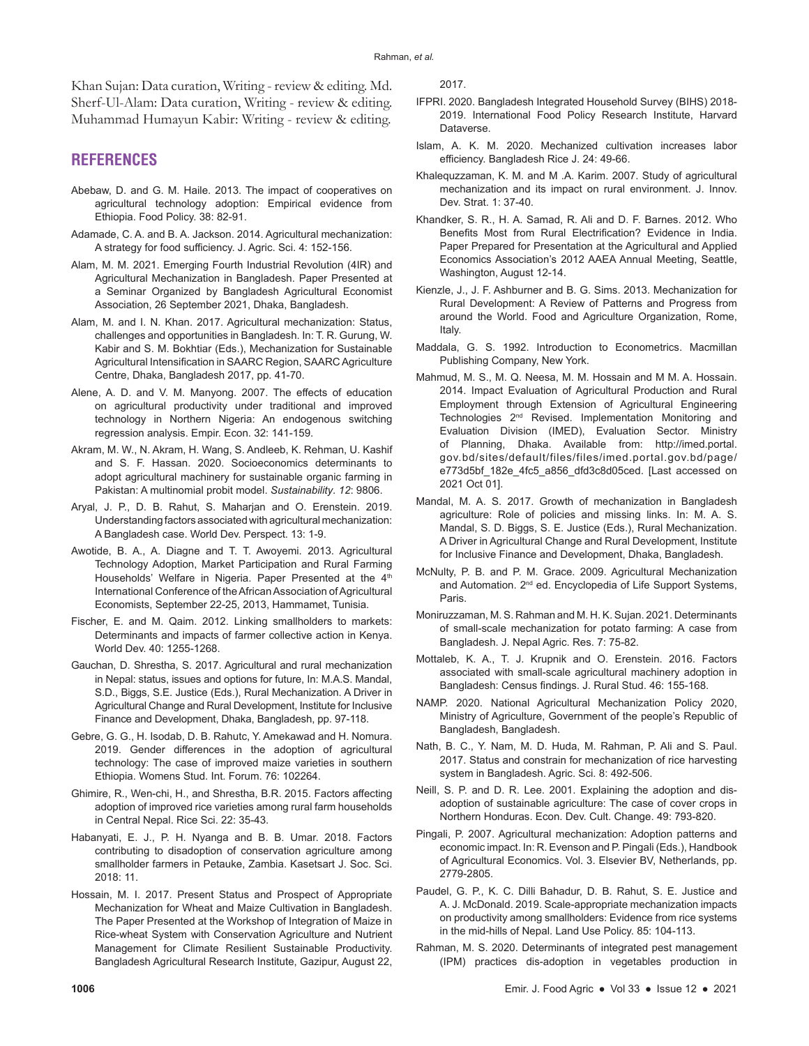Khan Sujan: Data curation, Writing - review & editing. Md. Sherf-Ul-Alam: Data curation, Writing - review & editing. Muhammad Humayun Kabir: Writing - review & editing.

## REFERENCES

Abebaw, D. and G. M. Haile. 2013. The impact of cooperatives on agricultural technology adoption: Empirical evidence from Ethiopia. Food Policy. 38: 82-91.

Adamade, C. A. and B. A. Jackson. 2014. Agricultural mechanization: A strategy for food sufficiency. J. Agric. Sci. 4: 152-156.

Alam, M. M. 2021. Emerging Fourth Industrial Revolution (4IR) and Agricultural Mechanization in Bangladesh. Paper Presented at a Seminar Organized by Bangladesh Agricultural Economist Association, 26 September 2021, Dhaka, Bangladesh.

Alam, M. and I. N. Khan. 2017. Agricultural mechanization: Status, challenges and opportunities in Bangladesh. In: T. R. Gurung, W. Kabir and S. M. Bokhtiar (Eds.), Mechanization for Sustainable Agricultural Intensification in SAARC Region, SAARC Agriculture Centre, Dhaka, Bangladesh 2017, pp. 41-70.

Alene, A. D. and V. M. Manyong. 2007. The effects of education on agricultural productivity under traditional and improved technology in Northern Nigeria: An endogenous switching regression analysis. Empir. Econ. 32: 141-159.

Akram, M. W., N. Akram, H. Wang, S. Andleeb, K. Rehman, U. Kashif and S. F. Hassan. 2020. Socioeconomics determinants to adopt agricultural machinery for sustainable organic farming in Pakistan: A multinomial probit model. *Sustainability*. *12*: 9806.

Aryal, J. P., D. B. Rahut, S. Maharjan and O. Erenstein. 2019. Understanding factors associated with agricultural mechanization: A Bangladesh case. World Dev. Perspect. 13: 1-9.

Awotide, B. A., A. Diagne and T. T. Awoyemi. 2013. Agricultural Technology Adoption, Market Participation and Rural Farming Households' Welfare in Nigeria. Paper Presented at the 4th International Conference of the African Association of Agricultural Economists, September 22-25, 2013, Hammamet, Tunisia.

Fischer, E. and M. Qaim. 2012. Linking smallholders to markets: Determinants and impacts of farmer collective action in Kenya. World Dev. 40: 1255-1268.

Gauchan, D. Shrestha, S. 2017. Agricultural and rural mechanization in Nepal: status, issues and options for future, In: M.A.S. Mandal, S.D., Biggs, S.E. Justice (Eds.), Rural Mechanization. A Driver in Agricultural Change and Rural Development, Institute for Inclusive Finance and Development, Dhaka, Bangladesh, pp. 97-118.

Gebre, G. G., H. Isodab, D. B. Rahutc, Y. Amekawad and H. Nomura. 2019. Gender differences in the adoption of agricultural technology: The case of improved maize varieties in southern Ethiopia. Womens Stud. Int. Forum. 76: 102264.

Ghimire, R., Wen-chi, H., and Shrestha, B.R. 2015. Factors affecting adoption of improved rice varieties among rural farm households in Central Nepal. Rice Sci. 22: 35-43.

Habanyati, E. J., P. H. Nyanga and B. B. Umar. 2018. Factors contributing to disadoption of conservation agriculture among smallholder farmers in Petauke, Zambia. Kasetsart J. Soc. Sci. 2018: 11.

Hossain, M. I. 2017. Present Status and Prospect of Appropriate Mechanization for Wheat and Maize Cultivation in Bangladesh. The Paper Presented at the Workshop of Integration of Maize in Rice-wheat System with Conservation Agriculture and Nutrient Management for Climate Resilient Sustainable Productivity. Bangladesh Agricultural Research Institute, Gazipur, August 22, 2017.

IFPRI. 2020. Bangladesh Integrated Household Survey (BIHS) 2018-2019. International Food Policy Research Institute, Harvard Dataverse.

Islam, A. K. M. 2020. Mechanized cultivation increases labor efficiency. Bangladesh Rice J. 24: 49-66.

Khalequzzaman, K. M. and M .A. Karim. 2007. Study of agricultural mechanization and its impact on rural environment. J. Innov. Dev. Strat. 1: 37-40.

Khandker, S. R., H. A. Samad, R. Ali and D. F. Barnes. 2012. Who Benefits Most from Rural Electrification? Evidence in India. Paper Prepared for Presentation at the Agricultural and Applied Economics Association's 2012 AAEA Annual Meeting, Seattle, Washington, August 12-14.

Kienzle, J., J. F. Ashburner and B. G. Sims. 2013. Mechanization for Rural Development: A Review of Patterns and Progress from around the World. Food and Agriculture Organization, Rome, Italy.

Maddala, G. S. 1992. Introduction to Econometrics. Macmillan Publishing Company, New York.

Mahmud, M. S., M. Q. Neesa, M. M. Hossain and M M. A. Hossain. 2014. Impact Evaluation of Agricultural Production and Rural Employment through Extension of Agricultural Engineering Technologies 2nd Revised. Implementation Monitoring and Evaluation Division (IMED), Evaluation Sector. Ministry of Planning, Dhaka. Available from: http://imed.portal.gov.bd/sites/default/files/files/imed.portal.gov.bd/page/e773d5bf_182e_4fc5_a856_dfd3c8d05ced. [Last accessed on 2021 Oct 01].

Mandal, M. A. S. 2017. Growth of mechanization in Bangladesh agriculture: Role of policies and missing links. In: M. A. S. Mandal, S. D. Biggs, S. E. Justice (Eds.), Rural Mechanization. A Driver in Agricultural Change and Rural Development, Institute for Inclusive Finance and Development, Dhaka, Bangladesh.

McNulty, P. B. and P. M. Grace. 2009. Agricultural Mechanization and Automation. 2nd ed. Encyclopedia of Life Support Systems, Paris.

Moniruzzaman, M. S. Rahman and M. H. K. Sujan. 2021. Determinants of small-scale mechanization for potato farming: A case from Bangladesh. J. Nepal Agric. Res. 7: 75-82.

Mottaleb, K. A., T. J. Krupnik and O. Erenstein. 2016. Factors associated with small-scale agricultural machinery adoption in Bangladesh: Census findings. J. Rural Stud. 46: 155-168.

NAMP. 2020. National Agricultural Mechanization Policy 2020, Ministry of Agriculture, Government of the people's Republic of Bangladesh, Bangladesh.

Nath, B. C., Y. Nam, M. D. Huda, M. Rahman, P. Ali and S. Paul. 2017. Status and constrain for mechanization of rice harvesting system in Bangladesh. Agric. Sci. 8: 492-506.

Neill, S. P. and D. R. Lee. 2001. Explaining the adoption and dis-adoption of sustainable agriculture: The case of cover crops in Northern Honduras. Econ. Dev. Cult. Change. 49: 793-820.

Pingali, P. 2007. Agricultural mechanization: Adoption patterns and economic impact. In: R. Evenson and P. Pingali (Eds.), Handbook of Agricultural Economics. Vol. 3. Elsevier BV, Netherlands, pp. 2779-2805.

Paudel, G. P., K. C. Dilli Bahadur, D. B. Rahut, S. E. Justice and A. J. McDonald. 2019. Scale-appropriate mechanization impacts on productivity among smallholders: Evidence from rice systems in the mid-hills of Nepal. Land Use Policy. 85: 104-113.

Rahman, M. S. 2020. Determinants of integrated pest management (IPM) practices dis-adoption in vegetables production in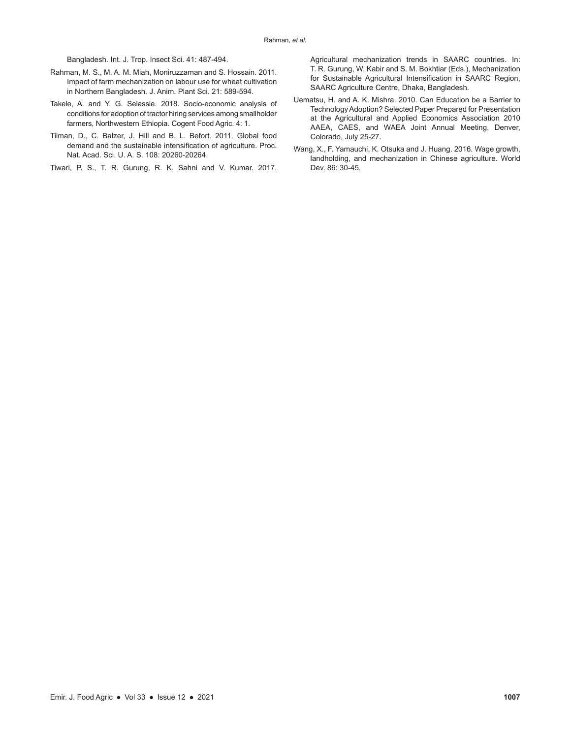Bangladesh. Int. J. Trop. Insect Sci. 41: 487-494.

Rahman, M. S., M. A. M. Miah, Moniruzzaman and S. Hossain. 2011. Impact of farm mechanization on labour use for wheat cultivation in Northern Bangladesh. J. Anim. Plant Sci. 21: 589-594.

Takele, A. and Y. G. Selassie. 2018. Socio-economic analysis of conditions for adoption of tractor hiring services among smallholder farmers, Northwestern Ethiopia. Cogent Food Agric. 4: 1.

Tilman, D., C. Balzer, J. Hill and B. L. Befort. 2011. Global food demand and the sustainable intensification of agriculture. Proc. Nat. Acad. Sci. U. A. S. 108: 20260-20264.

Tiwari, P. S., T. R. Gurung, R. K. Sahni and V. Kumar. 2017. Agricultural mechanization trends in SAARC countries. In: T. R. Gurung, W. Kabir and S. M. Bokhtiar (Eds.), Mechanization for Sustainable Agricultural Intensification in SAARC Region, SAARC Agriculture Centre, Dhaka, Bangladesh.

Uematsu, H. and A. K. Mishra. 2010. Can Education be a Barrier to Technology Adoption? Selected Paper Prepared for Presentation at the Agricultural and Applied Economics Association 2010 AAEA, CAES, and WAEA Joint Annual Meeting, Denver, Colorado, July 25-27.

Wang, X., F. Yamauchi, K. Otsuka and J. Huang. 2016. Wage growth, landholding, and mechanization in Chinese agriculture. World Dev. 86: 30-45.